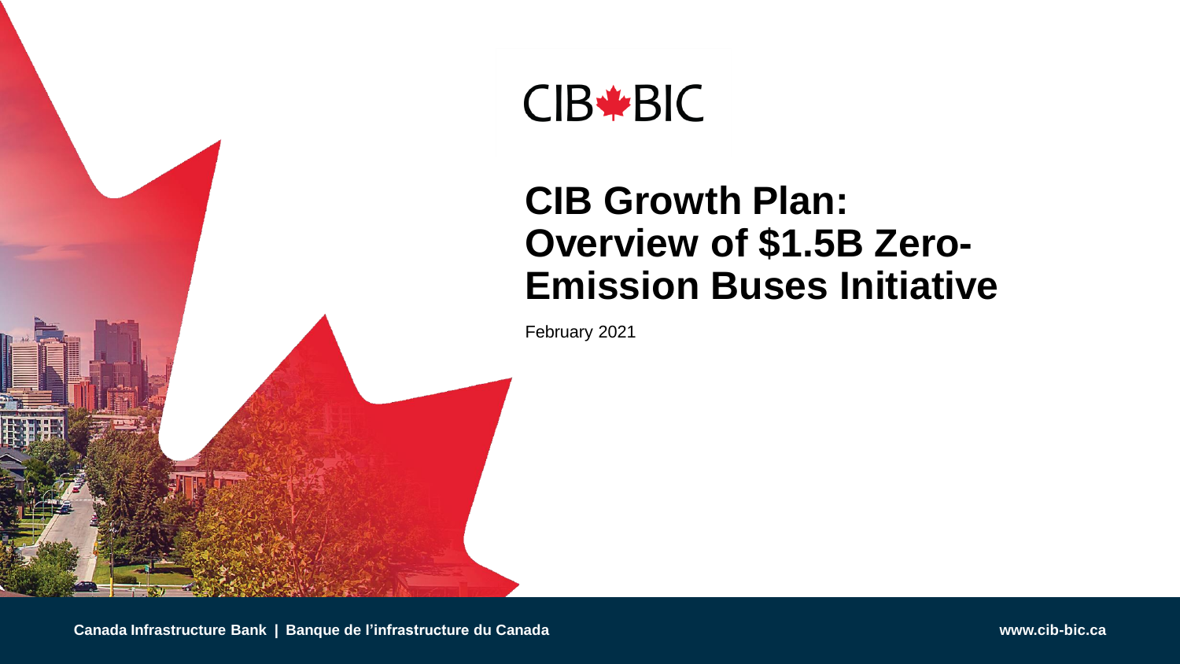CIB BIC

# CIB Growth Plan: Overview of $1.5B Zero-Emission Buses Initiative

February 2021

**Canada Infrastructure Bank | Banque de l'infrastructure du Canada**

**www.cib-bic.ca**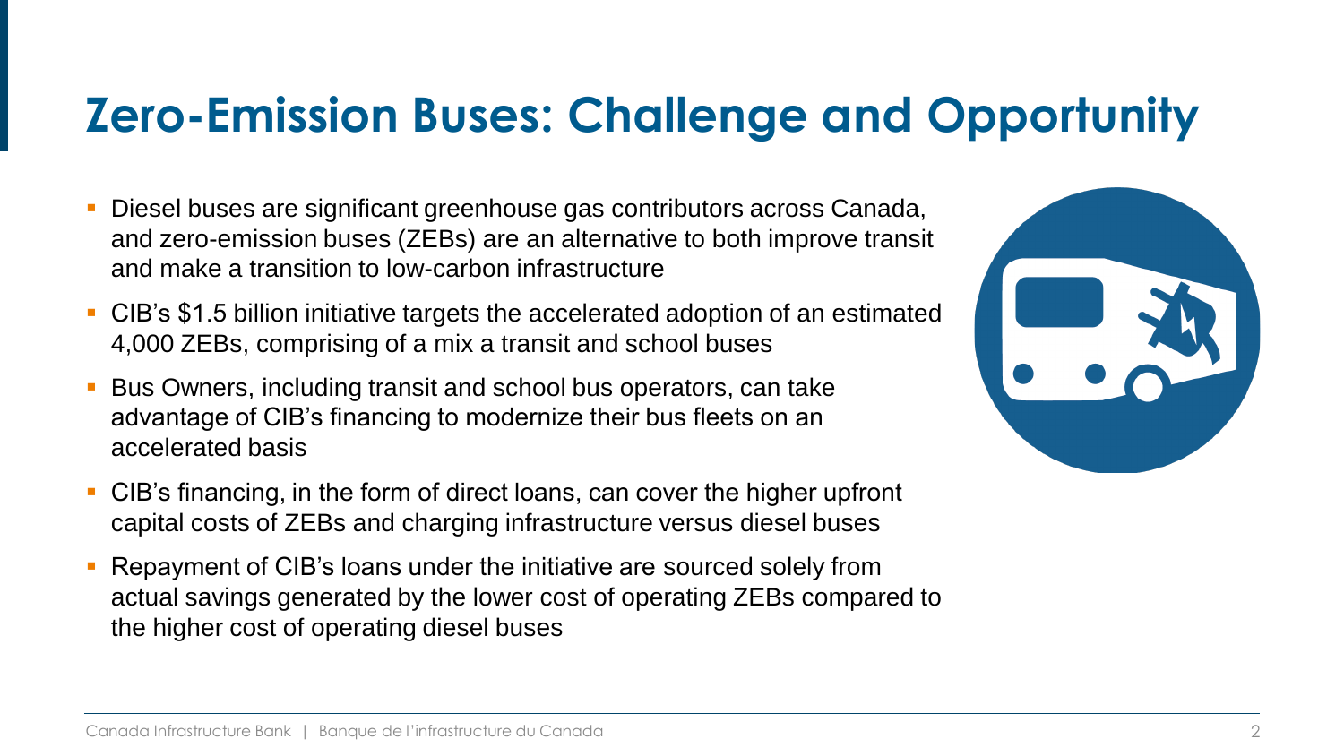# Zero-Emission Buses: Challenge and Opportunity

- Diesel buses are significant greenhouse gas contributors across Canada, and zero-emission buses (ZEBs) are an alternative to both improve transit and make a transition to low-carbon infrastructure
- CIB's $1.5 billion initiative targets the accelerated adoption of an estimated 4,000 ZEBs, comprising of a mix a transit and school buses
- Bus Owners, including transit and school bus operators, can take advantage of CIB's financing to modernize their bus fleets on an accelerated basis
- CIB's financing, in the form of direct loans, can cover the higher upfront capital costs of ZEBs and charging infrastructure versus diesel buses
- Repayment of CIB's loans under the initiative are sourced solely from actual savings generated by the lower cost of operating ZEBs compared to the higher cost of operating diesel buses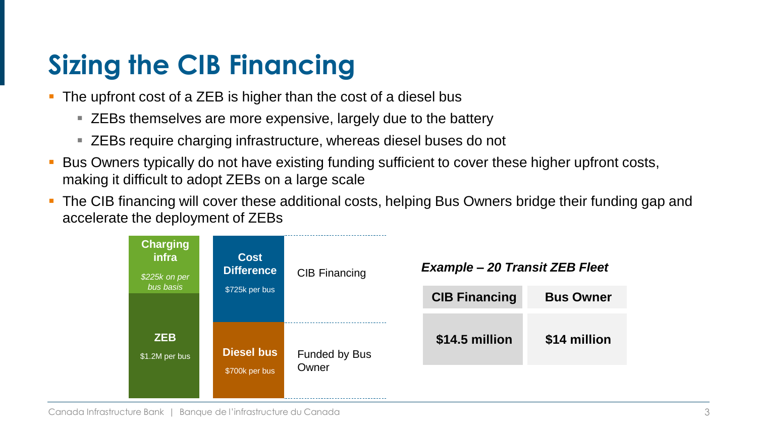# Sizing the CIB Financing

- The upfront cost of a ZEB is higher than the cost of a diesel bus
  - ZEBs themselves are more expensive, largely due to the battery
  - ZEBs require charging infrastructure, whereas diesel buses do not
- Bus Owners typically do not have existing funding sufficient to cover these higher upfront costs, making it difficult to adopt ZEBs on a large scale
- The CIB financing will cover these additional costs, helping Bus Owners bridge their funding gap and accelerate the deployment of ZEBs

**Charging infra**
*$225k on per bus basis*

**ZEB**
$1.2M per bus

**Cost Difference**
$725k per bus — CIB Financing

**Diesel bus**
$700k per bus — Funded by Bus Owner

***Example – 20 Transit ZEB Fleet***

| CIB Financing | Bus Owner |
| --- | --- |
| $14.5 million | $14 million |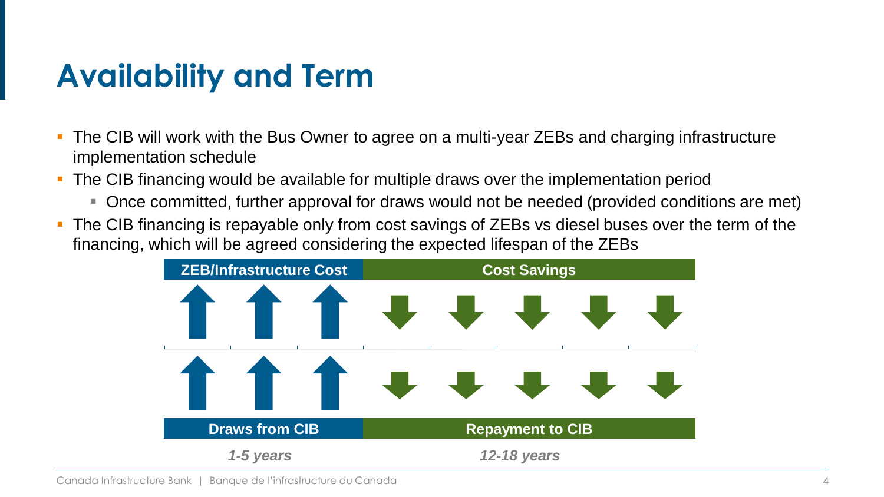# Availability and Term

- The CIB will work with the Bus Owner to agree on a multi-year ZEBs and charging infrastructure implementation schedule
- The CIB financing would be available for multiple draws over the implementation period
  - Once committed, further approval for draws would not be needed (provided conditions are met)
- The CIB financing is repayable only from cost savings of ZEBs vs diesel buses over the term of the financing, which will be agreed considering the expected lifespan of the ZEBs

| **ZEB/Infrastructure Cost** | **Cost Savings** |
|---|---|
| **Draws from CIB** | **Repayment to CIB** |
| ***1-5 years*** | ***12-18 years*** |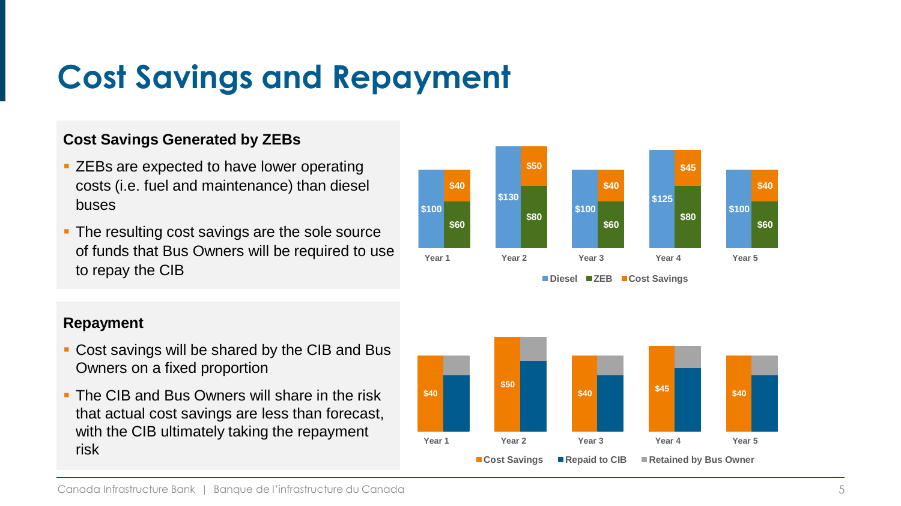# Cost Savings and Repayment

### Cost Savings Generated by ZEBs

- ZEBs are expected to have lower operating costs (i.e. fuel and maintenance) than diesel buses
- The resulting cost savings are the sole source of funds that Bus Owners will be required to use to repay the CIB

| | Diesel | ZEB | Cost Savings |
|---|---|---|---|
| Year 1 | $100 | $60 | $40 |
| Year 2 | $130 | $80 | $50 |
| Year 3 | $100 | $60 | $40 |
| Year 4 | $125 | $80 | $45 |
| Year 5 | $100 | $60 | $40 |

### Repayment

- Cost savings will be shared by the CIB and Bus Owners on a fixed proportion
- The CIB and Bus Owners will share in the risk that actual cost savings are less than forecast, with the CIB ultimately taking the repayment risk

| | Cost Savings |
|---|---|
| Year 1 | $40 |
| Year 2 | $50 |
| Year 3 | $40 |
| Year 4 | $45 |
| Year 5 | $40 |

Legend: Cost Savings, Repaid to CIB, Retained by Bus Owner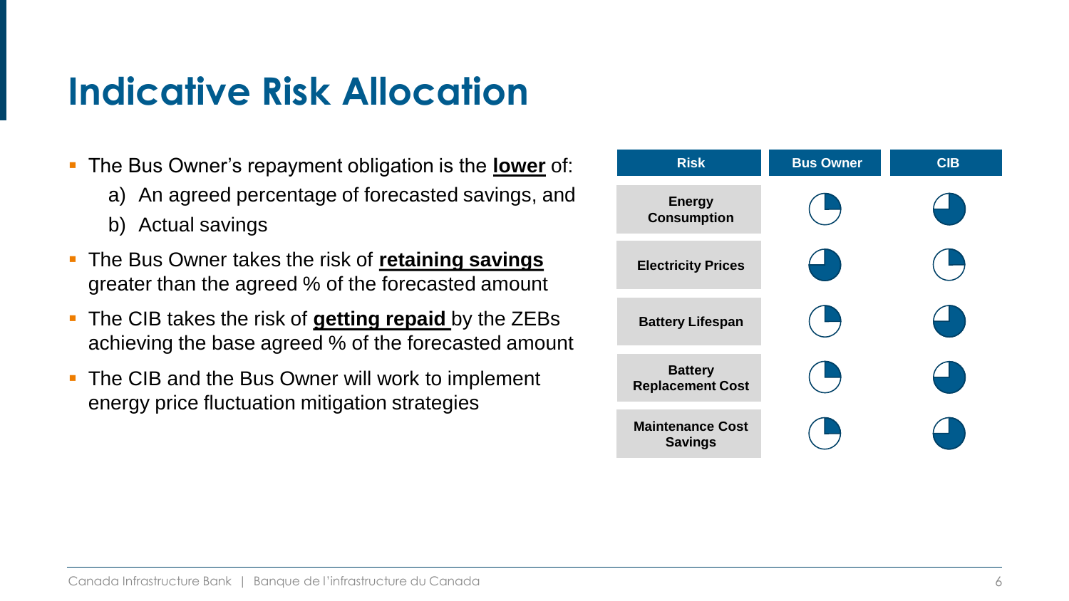# Indicative Risk Allocation

- The Bus Owner's repayment obligation is the **lower** of:
  a) An agreed percentage of forecasted savings, and
  b) Actual savings
- The Bus Owner takes the risk of **retaining savings** greater than the agreed % of the forecasted amount
- The CIB takes the risk of **getting repaid** by the ZEBs achieving the base agreed % of the forecasted amount
- The CIB and the Bus Owner will work to implement energy price fluctuation mitigation strategies

| Risk | Bus Owner | CIB |
| --- | --- | --- |
| Energy Consumption | ◔ | ◕ |
| Electricity Prices | ◕ | ◔ |
| Battery Lifespan | ◔ | ◕ |
| Battery Replacement Cost | ◔ | ◕ |
| Maintenance Cost Savings | ◔ | ◕ |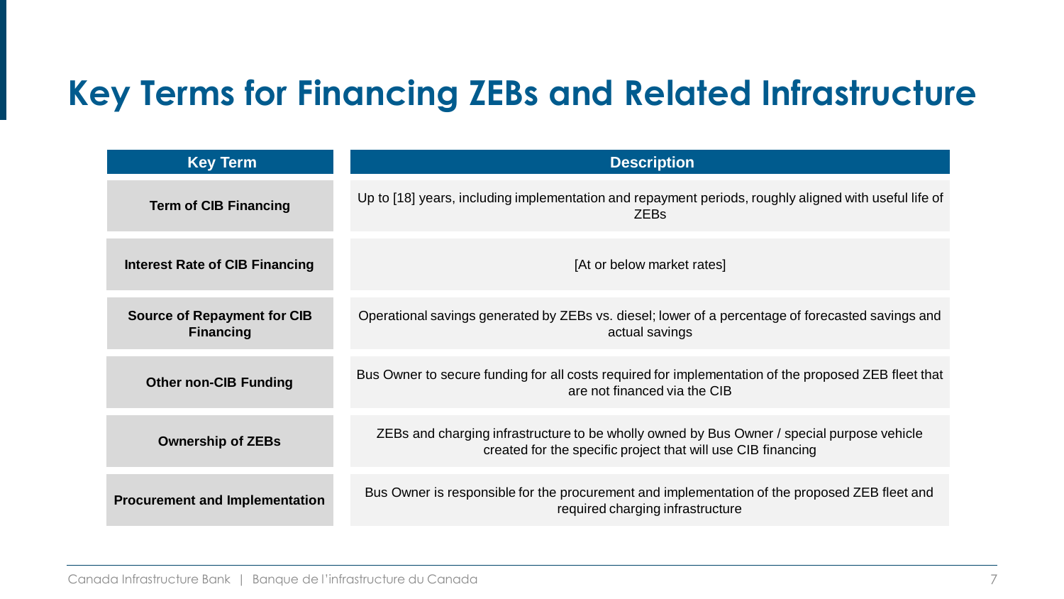# Key Terms for Financing ZEBs and Related Infrastructure

| Key Term | Description |
| --- | --- |
| **Term of CIB Financing** | Up to [18] years, including implementation and repayment periods, roughly aligned with useful life of ZEBs |
| **Interest Rate of CIB Financing** | [At or below market rates] |
| **Source of Repayment for CIB Financing** | Operational savings generated by ZEBs vs. diesel; lower of a percentage of forecasted savings and actual savings |
| **Other non-CIB Funding** | Bus Owner to secure funding for all costs required for implementation of the proposed ZEB fleet that are not financed via the CIB |
| **Ownership of ZEBs** | ZEBs and charging infrastructure to be wholly owned by Bus Owner / special purpose vehicle created for the specific project that will use CIB financing |
| **Procurement and Implementation** | Bus Owner is responsible for the procurement and implementation of the proposed ZEB fleet and required charging infrastructure |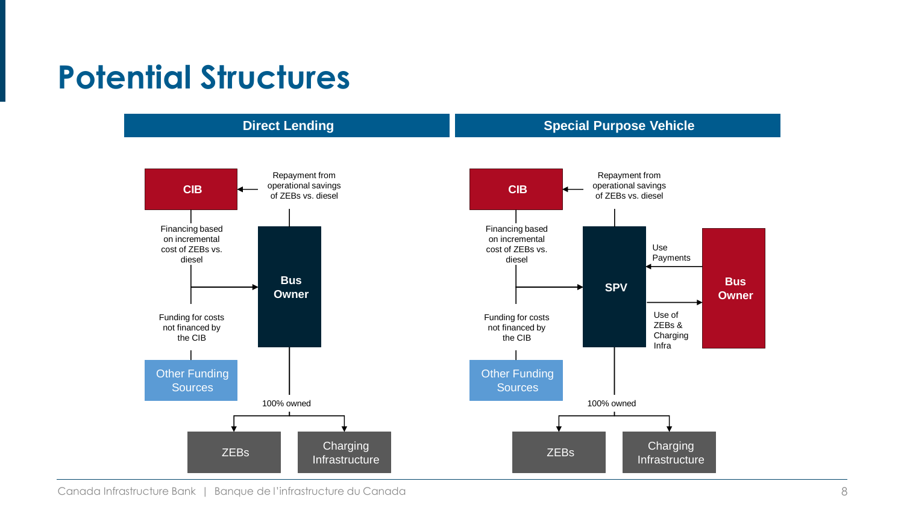# Potential Structures

## Direct Lending

CIB

Repayment from operational savings of ZEBs vs. diesel

Financing based on incremental cost of ZEBs vs. diesel

Bus Owner

Funding for costs not financed by the CIB

Other Funding Sources

100% owned

ZEBs

Charging Infrastructure

## Special Purpose Vehicle

CIB

Repayment from operational savings of ZEBs vs. diesel

Financing based on incremental cost of ZEBs vs. diesel

SPV

Use Payments

Bus Owner

Use of ZEBs & Charging Infra

Funding for costs not financed by the CIB

Other Funding Sources

100% owned

ZEBs

Charging Infrastructure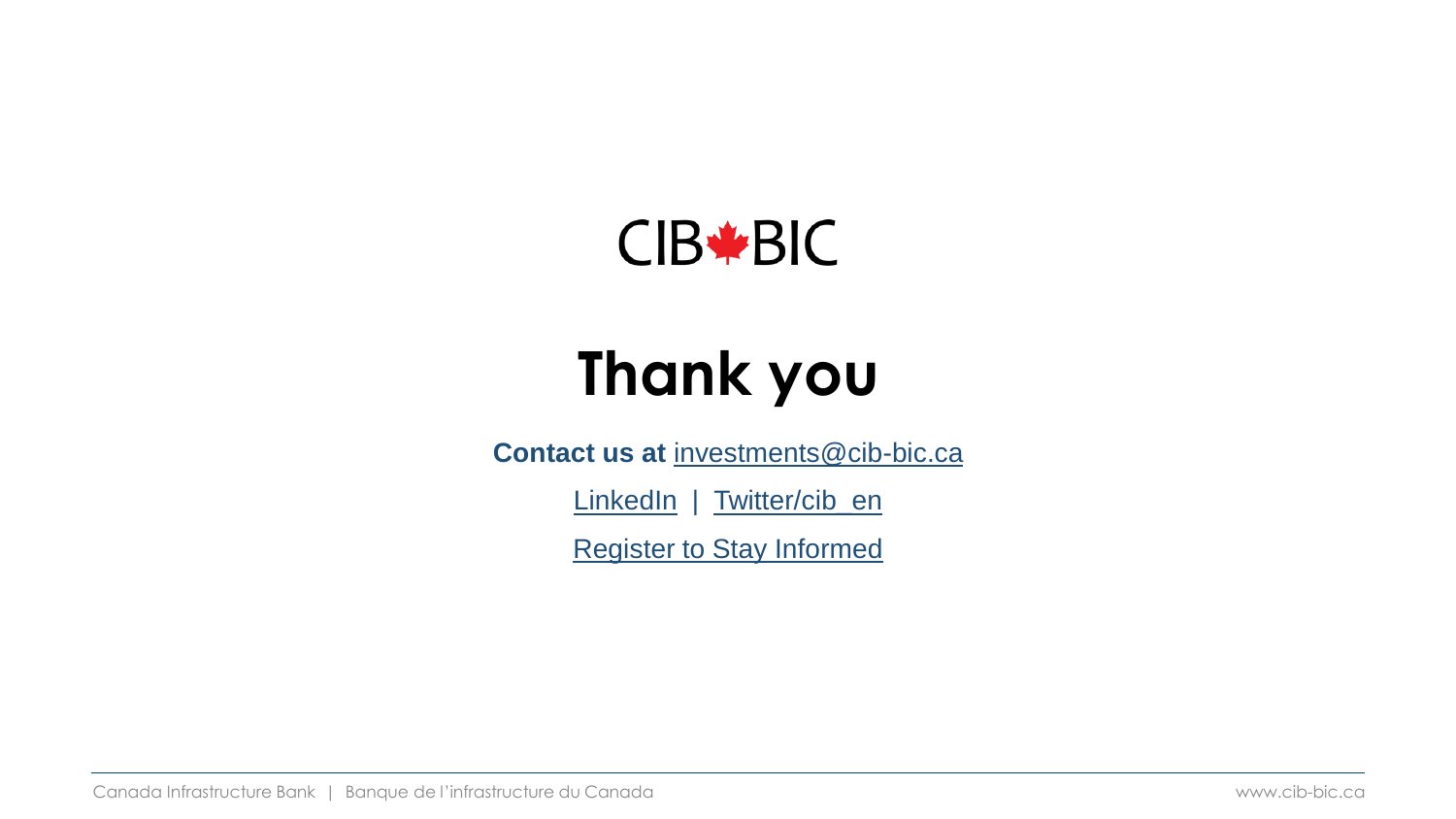CIB BIC

# Thank you

**Contact us at** investments@cib-bic.ca

LinkedIn | Twitter/cib_en

Register to Stay Informed